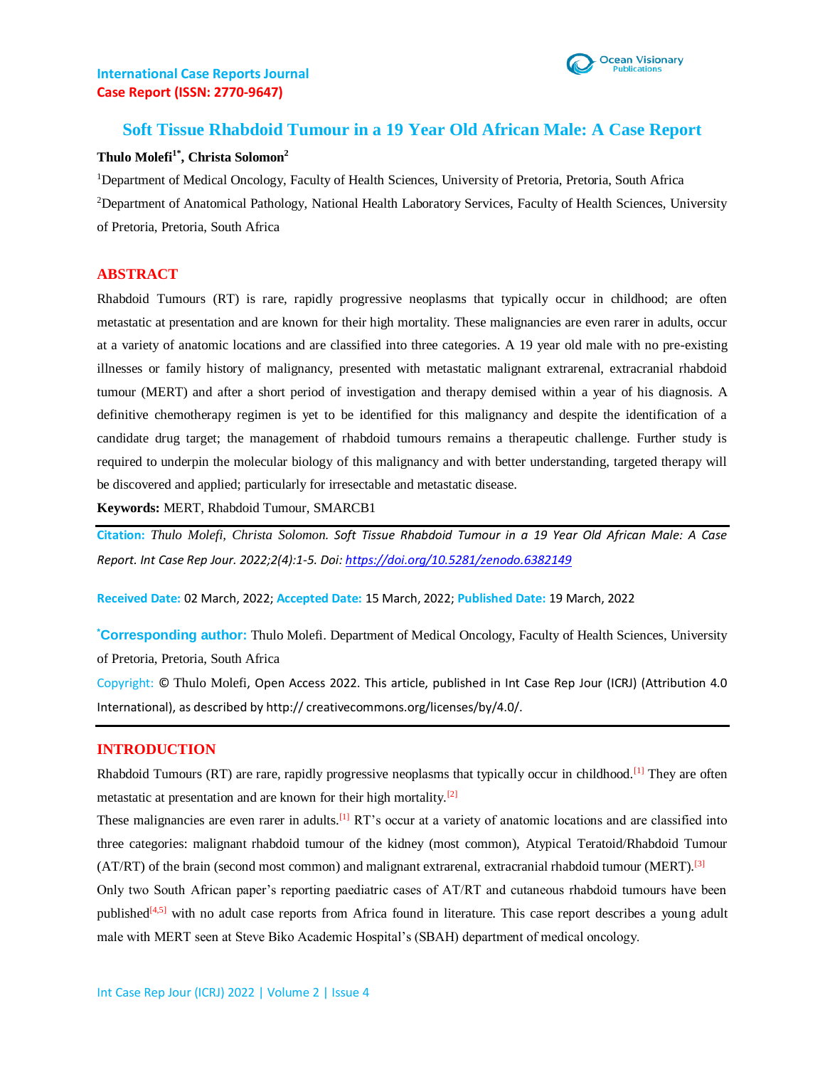International Case Reports Journal
Case Report (ISSN: 2770-9647)

# Soft Tissue Rhabdoid Tumour in a 19 Year Old African Male: A Case Report

**Thulo Molefi[1*], Christa Solomon[2]**

[1]Department of Medical Oncology, Faculty of Health Sciences, University of Pretoria, Pretoria, South Africa

[2]Department of Anatomical Pathology, National Health Laboratory Services, Faculty of Health Sciences, University of Pretoria, Pretoria, South Africa

## ABSTRACT

Rhabdoid Tumours (RT) is rare, rapidly progressive neoplasms that typically occur in childhood; are often metastatic at presentation and are known for their high mortality. These malignancies are even rarer in adults, occur at a variety of anatomic locations and are classified into three categories. A 19 year old male with no pre-existing illnesses or family history of malignancy, presented with metastatic malignant extrarenal, extracranial rhabdoid tumour (MERT) and after a short period of investigation and therapy demised within a year of his diagnosis. A definitive chemotherapy regimen is yet to be identified for this malignancy and despite the identification of a candidate drug target; the management of rhabdoid tumours remains a therapeutic challenge. Further study is required to underpin the molecular biology of this malignancy and with better understanding, targeted therapy will be discovered and applied; particularly for irresectable and metastatic disease.

**Keywords:** MERT, Rhabdoid Tumour, SMARCB1

**Citation:** *Thulo Molefi, Christa Solomon. Soft Tissue Rhabdoid Tumour in a 19 Year Old African Male: A Case Report. Int Case Rep Jour. 2022;2(4):1-5. Doi: https://doi.org/10.5281/zenodo.6382149*

**Received Date:** 02 March, 2022; **Accepted Date:** 15 March, 2022; **Published Date:** 19 March, 2022

**[*]Corresponding author:** Thulo Molefi. Department of Medical Oncology, Faculty of Health Sciences, University of Pretoria, Pretoria, South Africa

Copyright: © Thulo Molefi, Open Access 2022. This article, published in Int Case Rep Jour (ICRJ) (Attribution 4.0 International), as described by http:// creativecommons.org/licenses/by/4.0/.

## INTRODUCTION

Rhabdoid Tumours (RT) are rare, rapidly progressive neoplasms that typically occur in childhood.[1] They are often metastatic at presentation and are known for their high mortality.[2]

These malignancies are even rarer in adults.[1] RT's occur at a variety of anatomic locations and are classified into three categories: malignant rhabdoid tumour of the kidney (most common), Atypical Teratoid/Rhabdoid Tumour (AT/RT) of the brain (second most common) and malignant extrarenal, extracranial rhabdoid tumour (MERT).[3]

Only two South African paper's reporting paediatric cases of AT/RT and cutaneous rhabdoid tumours have been published[4,5] with no adult case reports from Africa found in literature. This case report describes a young adult male with MERT seen at Steve Biko Academic Hospital's (SBAH) department of medical oncology.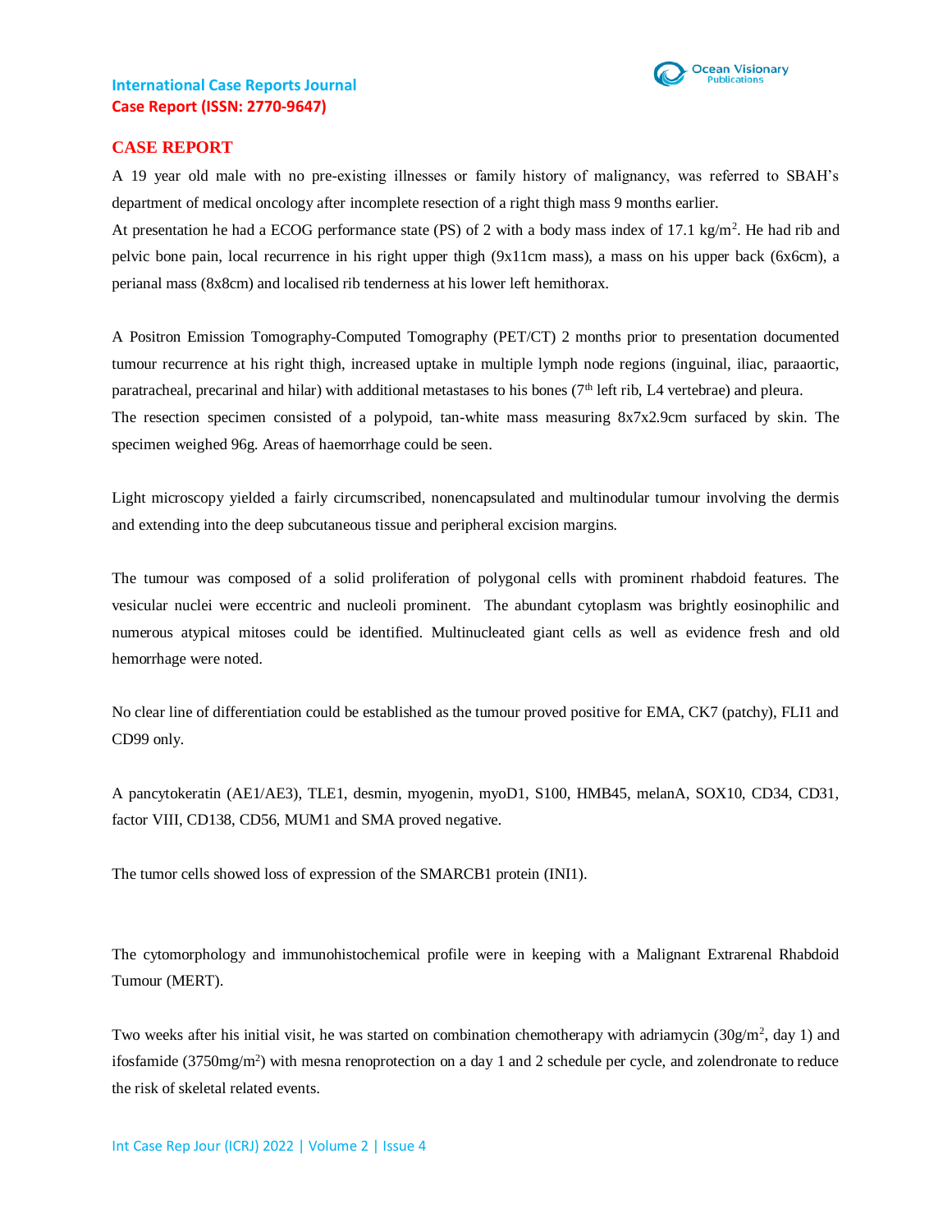## CASE REPORT

A 19 year old male with no pre-existing illnesses or family history of malignancy, was referred to SBAH's department of medical oncology after incomplete resection of a right thigh mass 9 months earlier.

At presentation he had a ECOG performance state (PS) of 2 with a body mass index of 17.1 kg/m$^2$. He had rib and pelvic bone pain, local recurrence in his right upper thigh (9x11cm mass), a mass on his upper back (6x6cm), a perianal mass (8x8cm) and localised rib tenderness at his lower left hemithorax.

A Positron Emission Tomography-Computed Tomography (PET/CT) 2 months prior to presentation documented tumour recurrence at his right thigh, increased uptake in multiple lymph node regions (inguinal, iliac, paraaortic, paratracheal, precarinal and hilar) with additional metastases to his bones (7$^{th}$ left rib, L4 vertebrae) and pleura.

The resection specimen consisted of a polypoid, tan-white mass measuring 8x7x2.9cm surfaced by skin. The specimen weighed 96g. Areas of haemorrhage could be seen.

Light microscopy yielded a fairly circumscribed, nonencapsulated and multinodular tumour involving the dermis and extending into the deep subcutaneous tissue and peripheral excision margins.

The tumour was composed of a solid proliferation of polygonal cells with prominent rhabdoid features. The vesicular nuclei were eccentric and nucleoli prominent. The abundant cytoplasm was brightly eosinophilic and numerous atypical mitoses could be identified. Multinucleated giant cells as well as evidence fresh and old hemorrhage were noted.

No clear line of differentiation could be established as the tumour proved positive for EMA, CK7 (patchy), FLI1 and CD99 only.

A pancytokeratin (AE1/AE3), TLE1, desmin, myogenin, myoD1, S100, HMB45, melanA, SOX10, CD34, CD31, factor VIII, CD138, CD56, MUM1 and SMA proved negative.

The tumor cells showed loss of expression of the SMARCB1 protein (INI1).

The cytomorphology and immunohistochemical profile were in keeping with a Malignant Extrarenal Rhabdoid Tumour (MERT).

Two weeks after his initial visit, he was started on combination chemotherapy with adriamycin (30g/m$^2$, day 1) and ifosfamide (3750mg/m$^2$) with mesna renoprotection on a day 1 and 2 schedule per cycle, and zolendronate to reduce the risk of skeletal related events.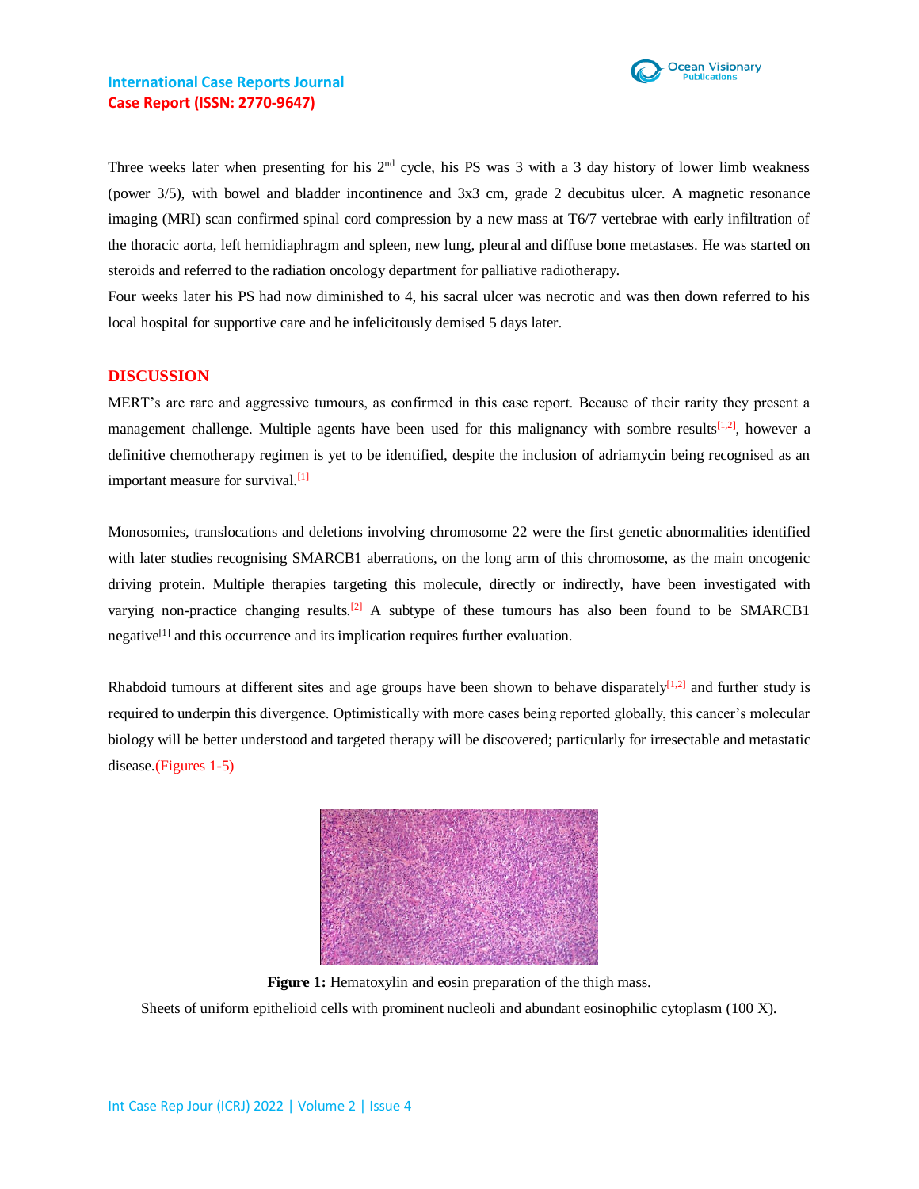Three weeks later when presenting for his 2nd cycle, his PS was 3 with a 3 day history of lower limb weakness (power 3/5), with bowel and bladder incontinence and 3x3 cm, grade 2 decubitus ulcer. A magnetic resonance imaging (MRI) scan confirmed spinal cord compression by a new mass at T6/7 vertebrae with early infiltration of the thoracic aorta, left hemidiaphragm and spleen, new lung, pleural and diffuse bone metastases. He was started on steroids and referred to the radiation oncology department for palliative radiotherapy.

Four weeks later his PS had now diminished to 4, his sacral ulcer was necrotic and was then down referred to his local hospital for supportive care and he infelicitously demised 5 days later.

## DISCUSSION

MERT's are rare and aggressive tumours, as confirmed in this case report. Because of their rarity they present a management challenge. Multiple agents have been used for this malignancy with sombre results[1,2], however a definitive chemotherapy regimen is yet to be identified, despite the inclusion of adriamycin being recognised as an important measure for survival.[1]

Monosomies, translocations and deletions involving chromosome 22 were the first genetic abnormalities identified with later studies recognising SMARCB1 aberrations, on the long arm of this chromosome, as the main oncogenic driving protein. Multiple therapies targeting this molecule, directly or indirectly, have been investigated with varying non-practice changing results.[2] A subtype of these tumours has also been found to be SMARCB1 negative[1] and this occurrence and its implication requires further evaluation.

Rhabdoid tumours at different sites and age groups have been shown to behave disparately[1,2] and further study is required to underpin this divergence. Optimistically with more cases being reported globally, this cancer's molecular biology will be better understood and targeted therapy will be discovered; particularly for irresectable and metastatic disease.(Figures 1-5)

**Figure 1:** Hematoxylin and eosin preparation of the thigh mass.

Sheets of uniform epithelioid cells with prominent nucleoli and abundant eosinophilic cytoplasm (100 X).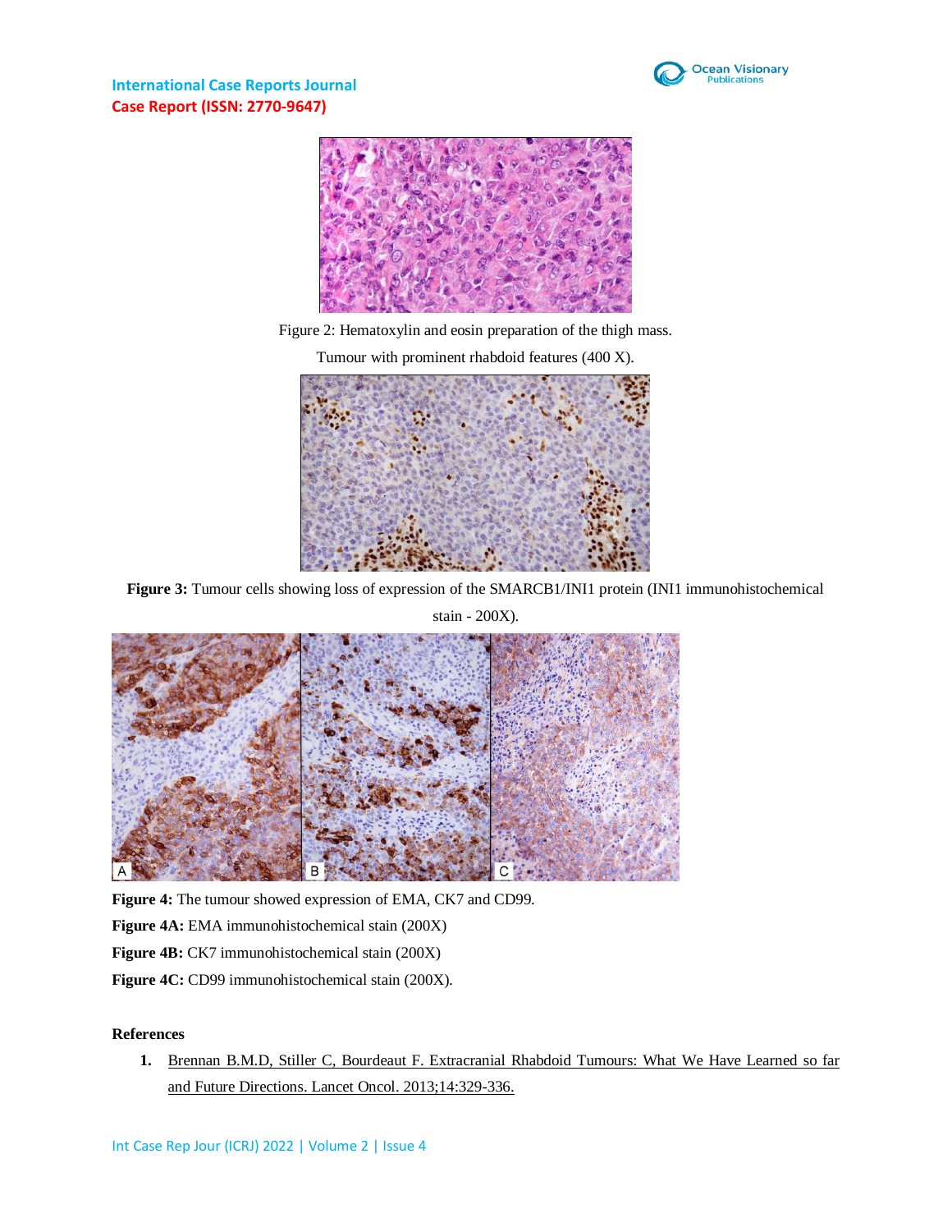Figure 2: Hematoxylin and eosin preparation of the thigh mass. Tumour with prominent rhabdoid features (400 X).

**Figure 3:** Tumour cells showing loss of expression of the SMARCB1/INI1 protein (INI1 immunohistochemical stain - 200X).

**Figure 4:** The tumour showed expression of EMA, CK7 and CD99.

**Figure 4A:** EMA immunohistochemical stain (200X)

**Figure 4B:** CK7 immunohistochemical stain (200X)

**Figure 4C:** CD99 immunohistochemical stain (200X).

## References

1. Brennan B.M.D, Stiller C, Bourdeaut F. Extracranial Rhabdoid Tumours: What We Have Learned so far and Future Directions. Lancet Oncol. 2013;14:329-336.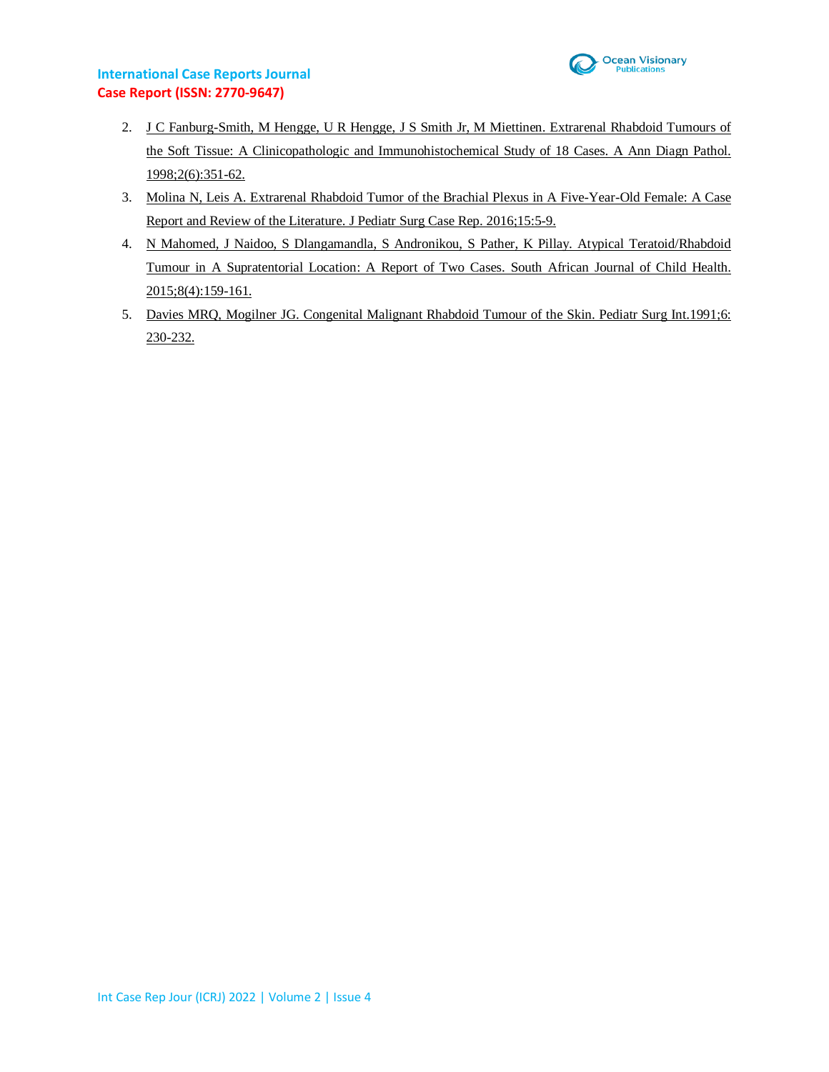2. J C Fanburg-Smith, M Hengge, U R Hengge, J S Smith Jr, M Miettinen. Extrarenal Rhabdoid Tumours of the Soft Tissue: A Clinicopathologic and Immunohistochemical Study of 18 Cases. A Ann Diagn Pathol. 1998;2(6):351-62.
3. Molina N, Leis A. Extrarenal Rhabdoid Tumor of the Brachial Plexus in A Five-Year-Old Female: A Case Report and Review of the Literature. J Pediatr Surg Case Rep. 2016;15:5-9.
4. N Mahomed, J Naidoo, S Dlangamandla, S Andronikou, S Pather, K Pillay. Atypical Teratoid/Rhabdoid Tumour in A Supratentorial Location: A Report of Two Cases. South African Journal of Child Health. 2015;8(4):159-161.
5. Davies MRQ, Mogilner JG. Congenital Malignant Rhabdoid Tumour of the Skin. Pediatr Surg Int.1991;6: 230-232.